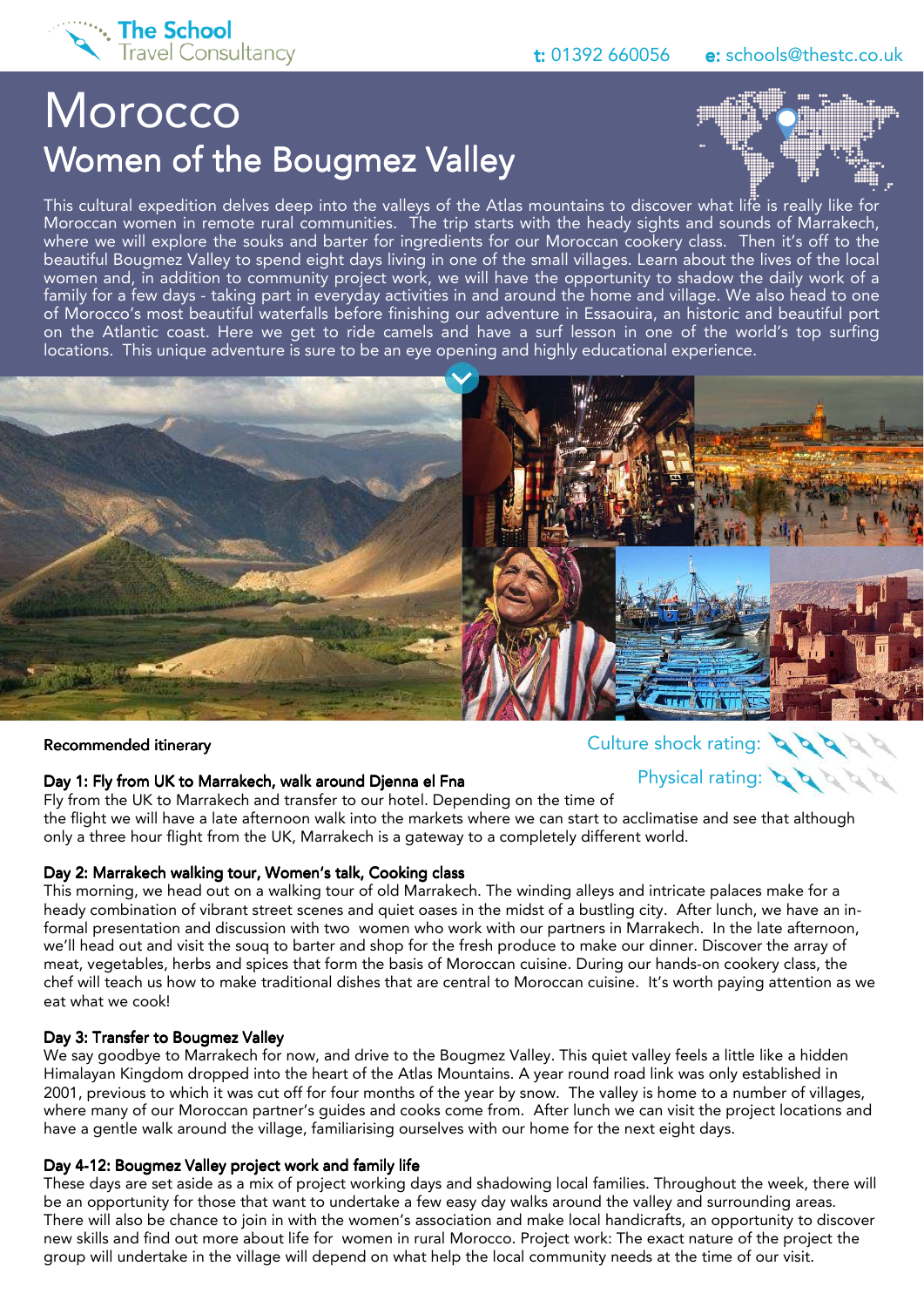The School Travel Consultancy

t: 01392 660056 e: schools@thestc.co.uk

# Morocco
## Women of the Bougmez Valley

This cultural expedition delves deep into the valleys of the Atlas mountains to discover what life is really like for Moroccan women in remote rural communities. The trip starts with the heady sights and sounds of Marrakech, where we will explore the souks and barter for ingredients for our Moroccan cookery class. Then it's off to the beautiful Bougmez Valley to spend eight days living in one of the small villages. Learn about the lives of the local women and, in addition to community project work, we will have the opportunity to shadow the daily work of a family for a few days - taking part in everyday activities in and around the home and village. We also head to one of Morocco's most beautiful waterfalls before finishing our adventure in Essaouira, an historic and beautiful port on the Atlantic coast. Here we get to ride camels and have a surf lesson in one of the world's top surfing locations. This unique adventure is sure to be an eye opening and highly educational experience.

Culture shock rating:

Physical rating:

### Recommended itinerary

**Day 1: Fly from UK to Marrakech, walk around Djenna el Fna**

Fly from the UK to Marrakech and transfer to our hotel. Depending on the time of the flight we will have a late afternoon walk into the markets where we can start to acclimatise and see that although only a three hour flight from the UK, Marrakech is a gateway to a completely different world.

**Day 2: Marrakech walking tour, Women's talk, Cooking class**

This morning, we head out on a walking tour of old Marrakech. The winding alleys and intricate palaces make for a heady combination of vibrant street scenes and quiet oases in the midst of a bustling city. After lunch, we have an in-formal presentation and discussion with two women who work with our partners in Marrakech. In the late afternoon, we'll head out and visit the souq to barter and shop for the fresh produce to make our dinner. Discover the array of meat, vegetables, herbs and spices that form the basis of Moroccan cuisine. During our hands-on cookery class, the chef will teach us how to make traditional dishes that are central to Moroccan cuisine. It's worth paying attention as we eat what we cook!

**Day 3: Transfer to Bougmez Valley**

We say goodbye to Marrakech for now, and drive to the Bougmez Valley. This quiet valley feels a little like a hidden Himalayan Kingdom dropped into the heart of the Atlas Mountains. A year round road link was only established in 2001, previous to which it was cut off for four months of the year by snow. The valley is home to a number of villages, where many of our Moroccan partner's guides and cooks come from. After lunch we can visit the project locations and have a gentle walk around the village, familiarising ourselves with our home for the next eight days.

**Day 4-12: Bougmez Valley project work and family life**

These days are set aside as a mix of project working days and shadowing local families. Throughout the week, there will be an opportunity for those that want to undertake a few easy day walks around the valley and surrounding areas. There will also be chance to join in with the women's association and make local handicrafts, an opportunity to discover new skills and find out more about life for women in rural Morocco. Project work: The exact nature of the project the group will undertake in the village will depend on what help the local community needs at the time of our visit.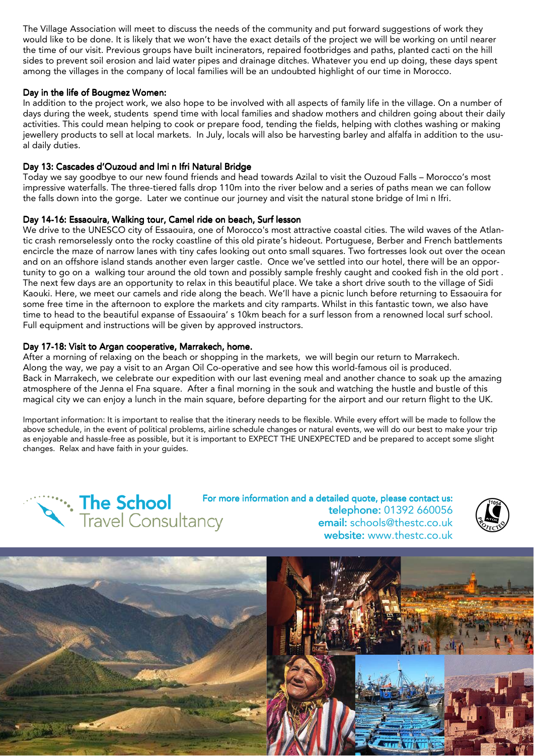The Village Association will meet to discuss the needs of the community and put forward suggestions of work they would like to be done. It is likely that we won't have the exact details of the project we will be working on until nearer the time of our visit. Previous groups have built incinerators, repaired footbridges and paths, planted cacti on the hill sides to prevent soil erosion and laid water pipes and drainage ditches. Whatever you end up doing, these days spent among the villages in the company of local families will be an undoubted highlight of our time in Morocco.

### Day in the life of Bougmez Women:

In addition to the project work, we also hope to be involved with all aspects of family life in the village. On a number of days during the week, students spend time with local families and shadow mothers and children going about their daily activities. This could mean helping to cook or prepare food, tending the fields, helping with clothes washing or making jewellery products to sell at local markets. In July, locals will also be harvesting barley and alfalfa in addition to the usual daily duties.

### Day 13: Cascades d'Ouzoud and Imi n Ifri Natural Bridge

Today we say goodbye to our new found friends and head towards Azilal to visit the Ouzoud Falls – Morocco's most impressive waterfalls. The three-tiered falls drop 110m into the river below and a series of paths mean we can follow the falls down into the gorge. Later we continue our journey and visit the natural stone bridge of Imi n Ifri.

### Day 14-16: Essaouira, Walking tour, Camel ride on beach, Surf lesson

We drive to the UNESCO city of Essaouira, one of Morocco's most attractive coastal cities. The wild waves of the Atlantic crash remorselessly onto the rocky coastline of this old pirate's hideout. Portuguese, Berber and French battlements encircle the maze of narrow lanes with tiny cafes looking out onto small squares. Two fortresses look out over the ocean and on an offshore island stands another even larger castle. Once we've settled into our hotel, there will be an opportunity to go on a walking tour around the old town and possibly sample freshly caught and cooked fish in the old port . The next few days are an opportunity to relax in this beautiful place. We take a short drive south to the village of Sidi Kaouki. Here, we meet our camels and ride along the beach. We'll have a picnic lunch before returning to Essaouira for some free time in the afternoon to explore the markets and city ramparts. Whilst in this fantastic town, we also have time to head to the beautiful expanse of Essaouira' s 10km beach for a surf lesson from a renowned local surf school. Full equipment and instructions will be given by approved instructors.

### Day 17-18: Visit to Argan cooperative, Marrakech, home.

After a morning of relaxing on the beach or shopping in the markets, we will begin our return to Marrakech. Along the way, we pay a visit to an Argan Oil Co-operative and see how this world-famous oil is produced. Back in Marrakech, we celebrate our expedition with our last evening meal and another chance to soak up the amazing atmosphere of the Jenna el Fna square. After a final morning in the souk and watching the hustle and bustle of this magical city we can enjoy a lunch in the main square, before departing for the airport and our return flight to the UK.

Important information: It is important to realise that the itinerary needs to be flexible. While every effort will be made to follow the above schedule, in the event of political problems, airline schedule changes or natural events, we will do our best to make your trip as enjoyable and hassle-free as possible, but it is important to EXPECT THE UNEXPECTED and be prepared to accept some slight changes. Relax and have faith in your guides.

**The School Travel Consultancy**

**For more information and a detailed quote, please contact us:**
**telephone:** 01392 660056
**email:** schools@thestc.co.uk
**website:** www.thestc.co.uk

11054 ATOL PROTECTED